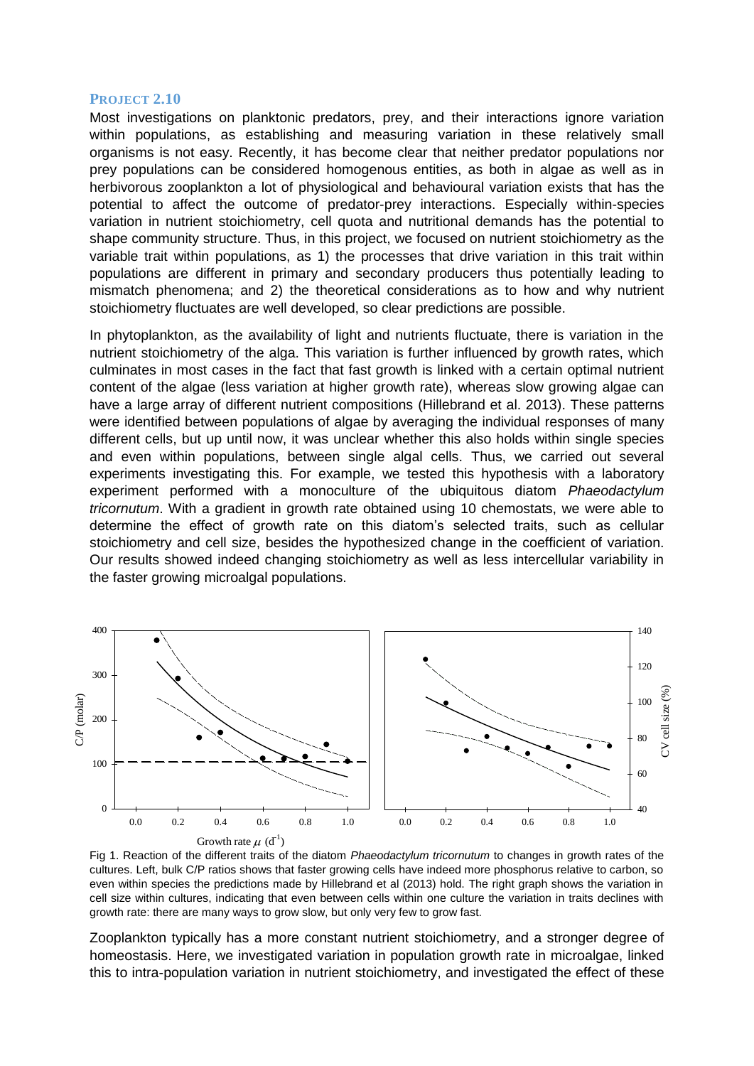### PROJECT 2.10

Most investigations on planktonic predators, prey, and their interactions ignore variation within populations, as establishing and measuring variation in these relatively small organisms is not easy. Recently, it has become clear that neither predator populations nor prey populations can be considered homogenous entities, as both in algae as well as in herbivorous zooplankton a lot of physiological and behavioural variation exists that has the potential to affect the outcome of predator-prey interactions. Especially within-species variation in nutrient stoichiometry, cell quota and nutritional demands has the potential to shape community structure. Thus, in this project, we focused on nutrient stoichiometry as the variable trait within populations, as 1) the processes that drive variation in this trait within populations are different in primary and secondary producers thus potentially leading to mismatch phenomena; and 2) the theoretical considerations as to how and why nutrient stoichiometry fluctuates are well developed, so clear predictions are possible.

In phytoplankton, as the availability of light and nutrients fluctuate, there is variation in the nutrient stoichiometry of the alga. This variation is further influenced by growth rates, which culminates in most cases in the fact that fast growth is linked with a certain optimal nutrient content of the algae (less variation at higher growth rate), whereas slow growing algae can have a large array of different nutrient compositions (Hillebrand et al. 2013). These patterns were identified between populations of algae by averaging the individual responses of many different cells, but up until now, it was unclear whether this also holds within single species and even within populations, between single algal cells. Thus, we carried out several experiments investigating this. For example, we tested this hypothesis with a laboratory experiment performed with a monoculture of the ubiquitous diatom *Phaeodactylum tricornutum*. With a gradient in growth rate obtained using 10 chemostats, we were able to determine the effect of growth rate on this diatom's selected traits, such as cellular stoichiometry and cell size, besides the hypothesized change in the coefficient of variation. Our results showed indeed changing stoichiometry as well as less intercellular variability in the faster growing microalgal populations.

Fig 1. Reaction of the different traits of the diatom *Phaeodactylum tricornutum* to changes in growth rates of the cultures. Left, bulk C/P ratios shows that faster growing cells have indeed more phosphorus relative to carbon, so even within species the predictions made by Hillebrand et al (2013) hold. The right graph shows the variation in cell size within cultures, indicating that even between cells within one culture the variation in traits declines with growth rate: there are many ways to grow slow, but only very few to grow fast.

Zooplankton typically has a more constant nutrient stoichiometry, and a stronger degree of homeostasis. Here, we investigated variation in population growth rate in microalgae, linked this to intra-population variation in nutrient stoichiometry, and investigated the effect of these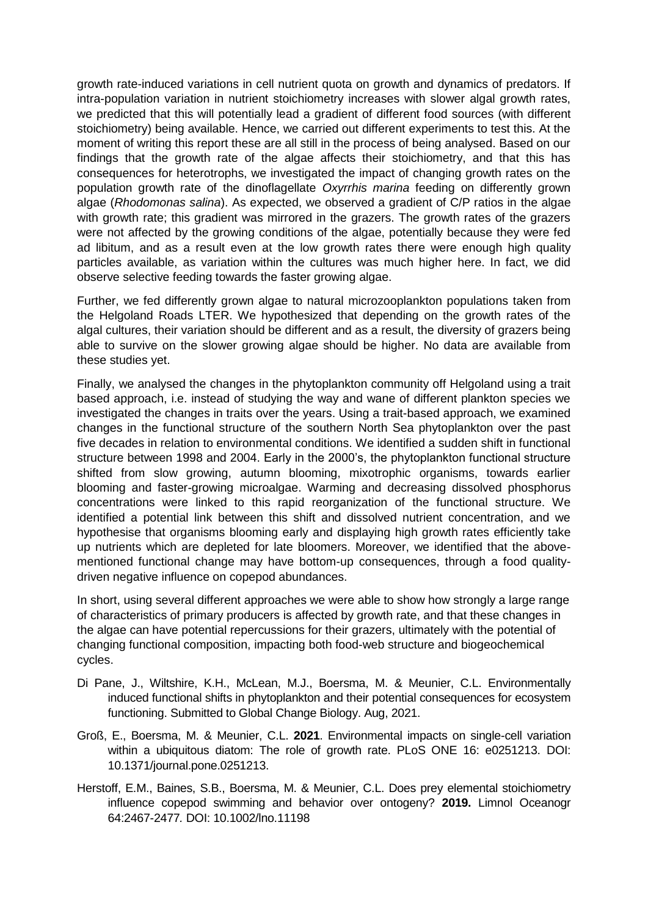growth rate-induced variations in cell nutrient quota on growth and dynamics of predators. If intra-population variation in nutrient stoichiometry increases with slower algal growth rates, we predicted that this will potentially lead a gradient of different food sources (with different stoichiometry) being available. Hence, we carried out different experiments to test this. At the moment of writing this report these are all still in the process of being analysed. Based on our findings that the growth rate of the algae affects their stoichiometry, and that this has consequences for heterotrophs, we investigated the impact of changing growth rates on the population growth rate of the dinoflagellate *Oxyrrhis marina* feeding on differently grown algae (*Rhodomonas salina*). As expected, we observed a gradient of C/P ratios in the algae with growth rate; this gradient was mirrored in the grazers. The growth rates of the grazers were not affected by the growing conditions of the algae, potentially because they were fed ad libitum, and as a result even at the low growth rates there were enough high quality particles available, as variation within the cultures was much higher here. In fact, we did observe selective feeding towards the faster growing algae.

Further, we fed differently grown algae to natural microzooplankton populations taken from the Helgoland Roads LTER. We hypothesized that depending on the growth rates of the algal cultures, their variation should be different and as a result, the diversity of grazers being able to survive on the slower growing algae should be higher. No data are available from these studies yet.

Finally, we analysed the changes in the phytoplankton community off Helgoland using a trait based approach, i.e. instead of studying the way and wane of different plankton species we investigated the changes in traits over the years. Using a trait-based approach, we examined changes in the functional structure of the southern North Sea phytoplankton over the past five decades in relation to environmental conditions. We identified a sudden shift in functional structure between 1998 and 2004. Early in the 2000's, the phytoplankton functional structure shifted from slow growing, autumn blooming, mixotrophic organisms, towards earlier blooming and faster-growing microalgae. Warming and decreasing dissolved phosphorus concentrations were linked to this rapid reorganization of the functional structure. We identified a potential link between this shift and dissolved nutrient concentration, and we hypothesise that organisms blooming early and displaying high growth rates efficiently take up nutrients which are depleted for late bloomers. Moreover, we identified that the above-mentioned functional change may have bottom-up consequences, through a food quality-driven negative influence on copepod abundances.

In short, using several different approaches we were able to show how strongly a large range of characteristics of primary producers is affected by growth rate, and that these changes in the algae can have potential repercussions for their grazers, ultimately with the potential of changing functional composition, impacting both food-web structure and biogeochemical cycles.

Di Pane, J., Wiltshire, K.H., McLean, M.J., Boersma, M. & Meunier, C.L. Environmentally induced functional shifts in phytoplankton and their potential consequences for ecosystem functioning. Submitted to Global Change Biology. Aug, 2021.

Groß, E., Boersma, M. & Meunier, C.L. **2021**. Environmental impacts on single-cell variation within a ubiquitous diatom: The role of growth rate. PLoS ONE 16: e0251213. DOI: 10.1371/journal.pone.0251213.

Herstoff, E.M., Baines, S.B., Boersma, M. & Meunier, C.L. Does prey elemental stoichiometry influence copepod swimming and behavior over ontogeny? **2019.** Limnol Oceanogr 64:2467-2477. DOI: 10.1002/lno.11198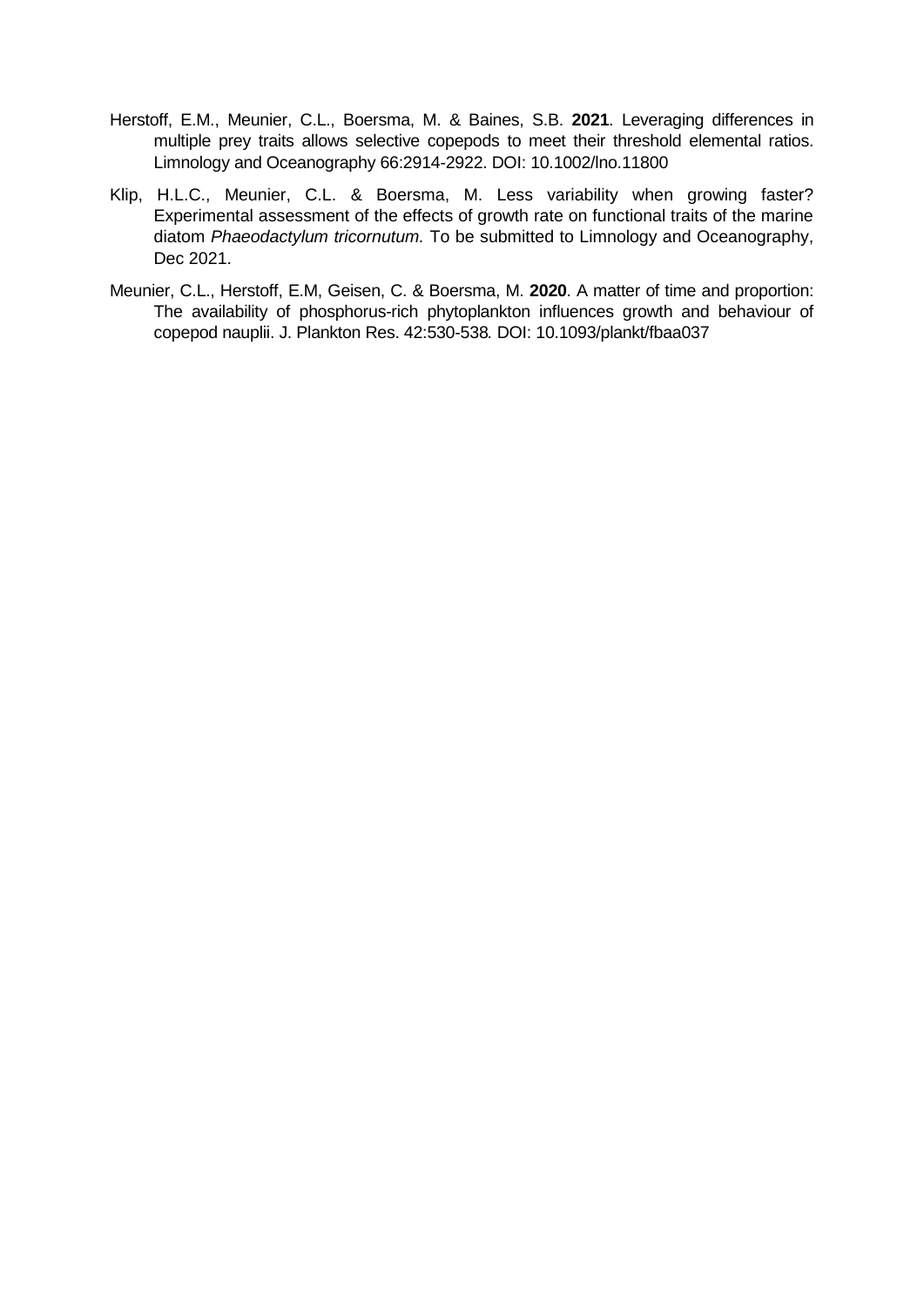Herstoff, E.M., Meunier, C.L., Boersma, M. & Baines, S.B. **2021**. Leveraging differences in multiple prey traits allows selective copepods to meet their threshold elemental ratios. Limnology and Oceanography 66:2914-2922. DOI: 10.1002/lno.11800

Klip, H.L.C., Meunier, C.L. & Boersma, M. Less variability when growing faster? Experimental assessment of the effects of growth rate on functional traits of the marine diatom *Phaeodactylum tricornutum.* To be submitted to Limnology and Oceanography, Dec 2021.

Meunier, C.L., Herstoff, E.M, Geisen, C. & Boersma, M. **2020**. A matter of time and proportion: The availability of phosphorus-rich phytoplankton influences growth and behaviour of copepod nauplii. J. Plankton Res. 42:530-538*.* DOI: 10.1093/plankt/fbaa037